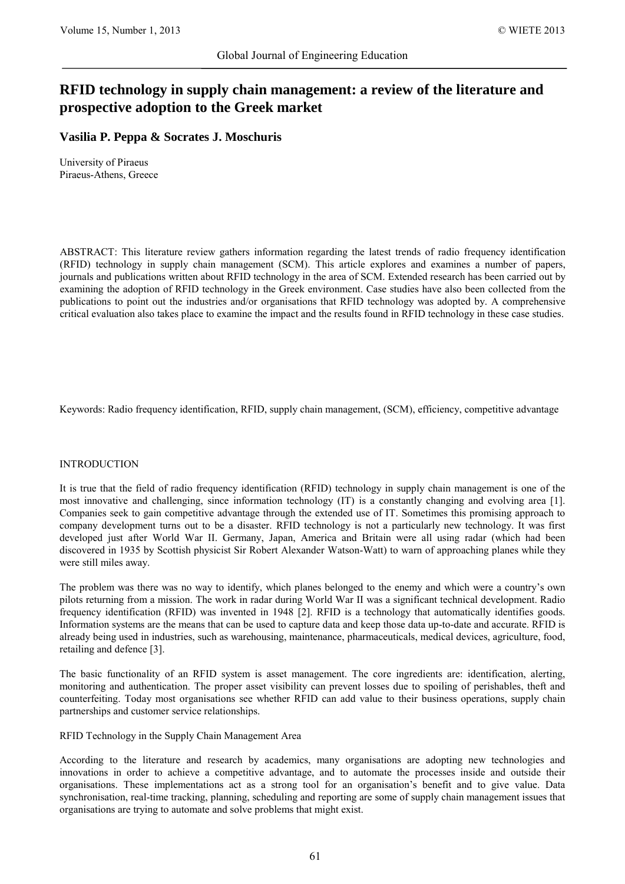# RFID technology in supply chain management: a review of the literature and prospective adoption to the Greek market

**Vasilia P. Peppa & Socrates J. Moschuris**

University of Piraeus
Piraeus-Athens, Greece

ABSTRACT: This literature review gathers information regarding the latest trends of radio frequency identification (RFID) technology in supply chain management (SCM). This article explores and examines a number of papers, journals and publications written about RFID technology in the area of SCM. Extended research has been carried out by examining the adoption of RFID technology in the Greek environment. Case studies have also been collected from the publications to point out the industries and/or organisations that RFID technology was adopted by. A comprehensive critical evaluation also takes place to examine the impact and the results found in RFID technology in these case studies.

Keywords: Radio frequency identification, RFID, supply chain management, (SCM), efficiency, competitive advantage

## INTRODUCTION

It is true that the field of radio frequency identification (RFID) technology in supply chain management is one of the most innovative and challenging, since information technology (IT) is a constantly changing and evolving area [1]. Companies seek to gain competitive advantage through the extended use of IT. Sometimes this promising approach to company development turns out to be a disaster. RFID technology is not a particularly new technology. It was first developed just after World War II. Germany, Japan, America and Britain were all using radar (which had been discovered in 1935 by Scottish physicist Sir Robert Alexander Watson-Watt) to warn of approaching planes while they were still miles away.

The problem was there was no way to identify, which planes belonged to the enemy and which were a country's own pilots returning from a mission. The work in radar during World War II was a significant technical development. Radio frequency identification (RFID) was invented in 1948 [2]. RFID is a technology that automatically identifies goods. Information systems are the means that can be used to capture data and keep those data up-to-date and accurate. RFID is already being used in industries, such as warehousing, maintenance, pharmaceuticals, medical devices, agriculture, food, retailing and defence [3].

The basic functionality of an RFID system is asset management. The core ingredients are: identification, alerting, monitoring and authentication. The proper asset visibility can prevent losses due to spoiling of perishables, theft and counterfeiting. Today most organisations see whether RFID can add value to their business operations, supply chain partnerships and customer service relationships.

### RFID Technology in the Supply Chain Management Area

According to the literature and research by academics, many organisations are adopting new technologies and innovations in order to achieve a competitive advantage, and to automate the processes inside and outside their organisations. These implementations act as a strong tool for an organisation's benefit and to give value. Data synchronisation, real-time tracking, planning, scheduling and reporting are some of supply chain management issues that organisations are trying to automate and solve problems that might exist.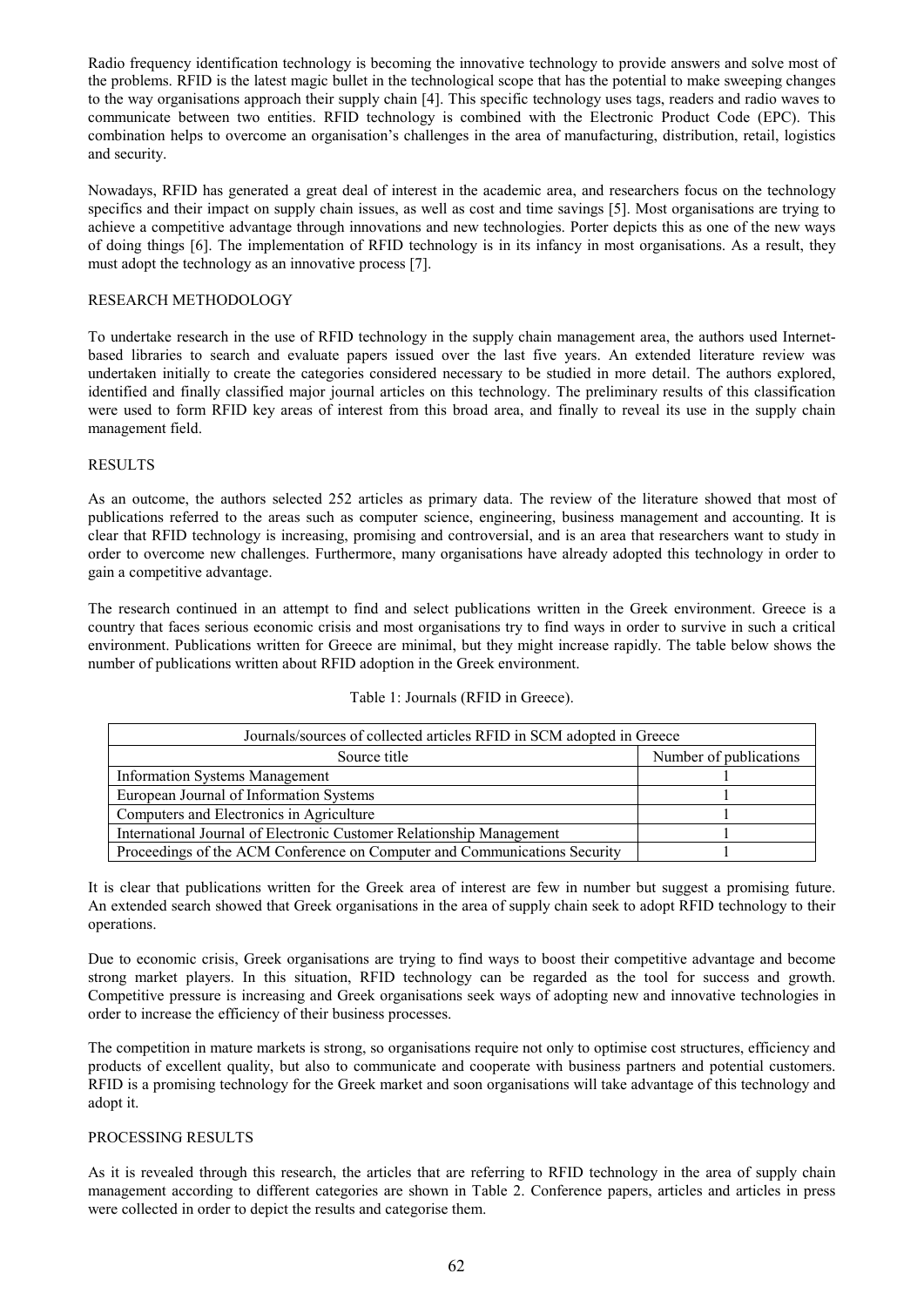Radio frequency identification technology is becoming the innovative technology to provide answers and solve most of the problems. RFID is the latest magic bullet in the technological scope that has the potential to make sweeping changes to the way organisations approach their supply chain [4]. This specific technology uses tags, readers and radio waves to communicate between two entities. RFID technology is combined with the Electronic Product Code (EPC). This combination helps to overcome an organisation's challenges in the area of manufacturing, distribution, retail, logistics and security.

Nowadays, RFID has generated a great deal of interest in the academic area, and researchers focus on the technology specifics and their impact on supply chain issues, as well as cost and time savings [5]. Most organisations are trying to achieve a competitive advantage through innovations and new technologies. Porter depicts this as one of the new ways of doing things [6]. The implementation of RFID technology is in its infancy in most organisations. As a result, they must adopt the technology as an innovative process [7].

## RESEARCH METHODOLOGY

To undertake research in the use of RFID technology in the supply chain management area, the authors used Internet-based libraries to search and evaluate papers issued over the last five years. An extended literature review was undertaken initially to create the categories considered necessary to be studied in more detail. The authors explored, identified and finally classified major journal articles on this technology. The preliminary results of this classification were used to form RFID key areas of interest from this broad area, and finally to reveal its use in the supply chain management field.

## RESULTS

As an outcome, the authors selected 252 articles as primary data. The review of the literature showed that most of publications referred to the areas such as computer science, engineering, business management and accounting. It is clear that RFID technology is increasing, promising and controversial, and is an area that researchers want to study in order to overcome new challenges. Furthermore, many organisations have already adopted this technology in order to gain a competitive advantage.

The research continued in an attempt to find and select publications written in the Greek environment. Greece is a country that faces serious economic crisis and most organisations try to find ways in order to survive in such a critical environment. Publications written for Greece are minimal, but they might increase rapidly. The table below shows the number of publications written about RFID adoption in the Greek environment.

Table 1: Journals (RFID in Greece).

| Journals/sources of collected articles RFID in SCM adopted in Greece | |
|---|---|
| Source title | Number of publications |
| Information Systems Management | 1 |
| European Journal of Information Systems | 1 |
| Computers and Electronics in Agriculture | 1 |
| International Journal of Electronic Customer Relationship Management | 1 |
| Proceedings of the ACM Conference on Computer and Communications Security | 1 |

It is clear that publications written for the Greek area of interest are few in number but suggest a promising future. An extended search showed that Greek organisations in the area of supply chain seek to adopt RFID technology to their operations.

Due to economic crisis, Greek organisations are trying to find ways to boost their competitive advantage and become strong market players. In this situation, RFID technology can be regarded as the tool for success and growth. Competitive pressure is increasing and Greek organisations seek ways of adopting new and innovative technologies in order to increase the efficiency of their business processes.

The competition in mature markets is strong, so organisations require not only to optimise cost structures, efficiency and products of excellent quality, but also to communicate and cooperate with business partners and potential customers. RFID is a promising technology for the Greek market and soon organisations will take advantage of this technology and adopt it.

## PROCESSING RESULTS

As it is revealed through this research, the articles that are referring to RFID technology in the area of supply chain management according to different categories are shown in Table 2. Conference papers, articles and articles in press were collected in order to depict the results and categorise them.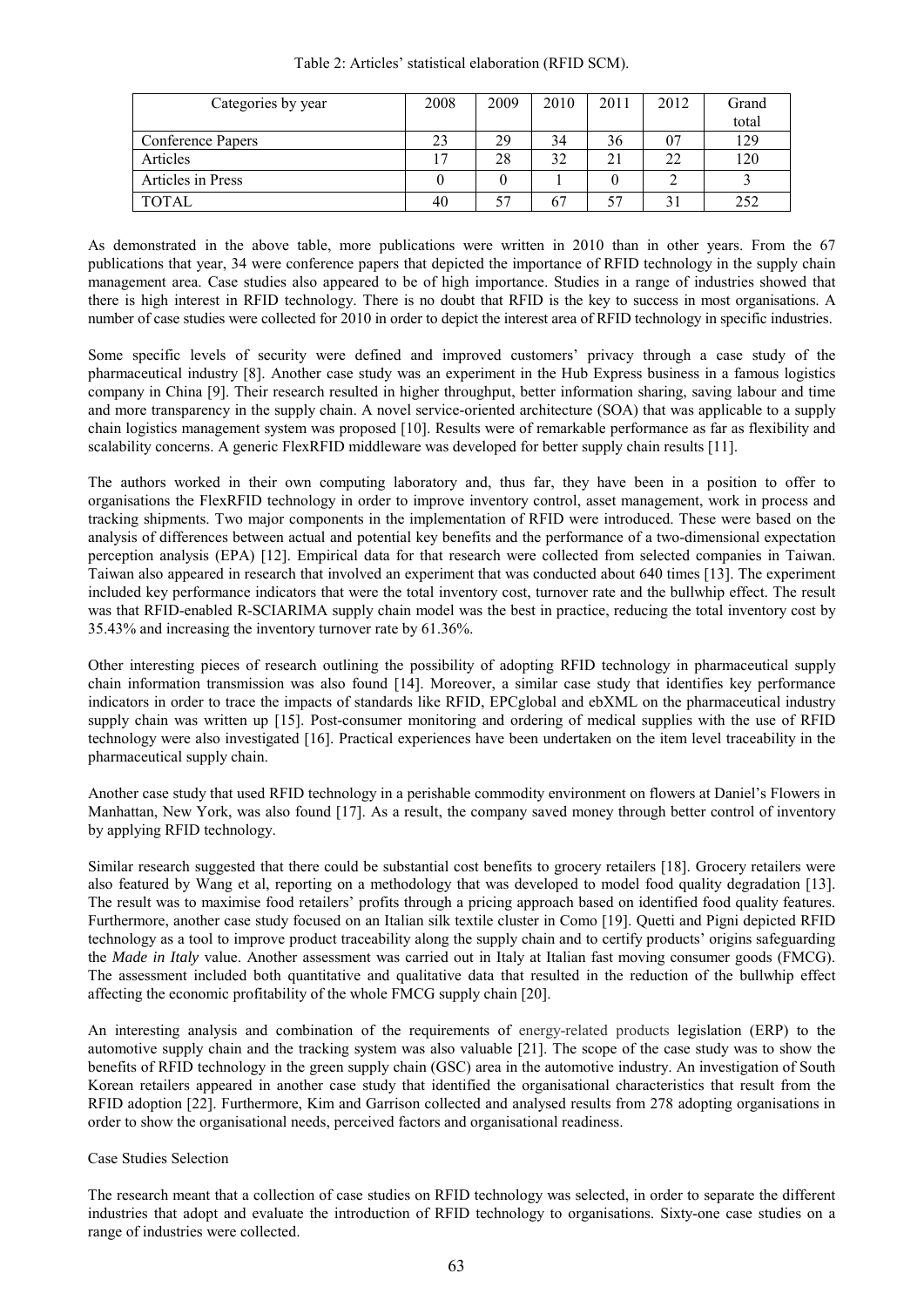Table 2: Articles' statistical elaboration (RFID SCM).

| Categories by year | 2008 | 2009 | 2010 | 2011 | 2012 | Grand total |
|---|---|---|---|---|---|---|
| Conference Papers | 23 | 29 | 34 | 36 | 07 | 129 |
| Articles | 17 | 28 | 32 | 21 | 22 | 120 |
| Articles in Press | 0 | 0 | 1 | 0 | 2 | 3 |
| TOTAL | 40 | 57 | 67 | 57 | 31 | 252 |

As demonstrated in the above table, more publications were written in 2010 than in other years. From the 67 publications that year, 34 were conference papers that depicted the importance of RFID technology in the supply chain management area. Case studies also appeared to be of high importance. Studies in a range of industries showed that there is high interest in RFID technology. There is no doubt that RFID is the key to success in most organisations. A number of case studies were collected for 2010 in order to depict the interest area of RFID technology in specific industries.

Some specific levels of security were defined and improved customers' privacy through a case study of the pharmaceutical industry [8]. Another case study was an experiment in the Hub Express business in a famous logistics company in China [9]. Their research resulted in higher throughput, better information sharing, saving labour and time and more transparency in the supply chain. A novel service-oriented architecture (SOA) that was applicable to a supply chain logistics management system was proposed [10]. Results were of remarkable performance as far as flexibility and scalability concerns. A generic FlexRFID middleware was developed for better supply chain results [11].

The authors worked in their own computing laboratory and, thus far, they have been in a position to offer to organisations the FlexRFID technology in order to improve inventory control, asset management, work in process and tracking shipments. Two major components in the implementation of RFID were introduced. These were based on the analysis of differences between actual and potential key benefits and the performance of a two-dimensional expectation perception analysis (EPA) [12]. Empirical data for that research were collected from selected companies in Taiwan. Taiwan also appeared in research that involved an experiment that was conducted about 640 times [13]. The experiment included key performance indicators that were the total inventory cost, turnover rate and the bullwhip effect. The result was that RFID-enabled R-SCIARIMA supply chain model was the best in practice, reducing the total inventory cost by 35.43% and increasing the inventory turnover rate by 61.36%.

Other interesting pieces of research outlining the possibility of adopting RFID technology in pharmaceutical supply chain information transmission was also found [14]. Moreover, a similar case study that identifies key performance indicators in order to trace the impacts of standards like RFID, EPCglobal and ebXML on the pharmaceutical industry supply chain was written up [15]. Post-consumer monitoring and ordering of medical supplies with the use of RFID technology were also investigated [16]. Practical experiences have been undertaken on the item level traceability in the pharmaceutical supply chain.

Another case study that used RFID technology in a perishable commodity environment on flowers at Daniel's Flowers in Manhattan, New York, was also found [17]. As a result, the company saved money through better control of inventory by applying RFID technology.

Similar research suggested that there could be substantial cost benefits to grocery retailers [18]. Grocery retailers were also featured by Wang et al, reporting on a methodology that was developed to model food quality degradation [13]. The result was to maximise food retailers' profits through a pricing approach based on identified food quality features. Furthermore, another case study focused on an Italian silk textile cluster in Como [19]. Quetti and Pigni depicted RFID technology as a tool to improve product traceability along the supply chain and to certify products' origins safeguarding the *Made in Italy* value. Another assessment was carried out in Italy at Italian fast moving consumer goods (FMCG). The assessment included both quantitative and qualitative data that resulted in the reduction of the bullwhip effect affecting the economic profitability of the whole FMCG supply chain [20].

An interesting analysis and combination of the requirements of energy-related products legislation (ERP) to the automotive supply chain and the tracking system was also valuable [21]. The scope of the case study was to show the benefits of RFID technology in the green supply chain (GSC) area in the automotive industry. An investigation of South Korean retailers appeared in another case study that identified the organisational characteristics that result from the RFID adoption [22]. Furthermore, Kim and Garrison collected and analysed results from 278 adopting organisations in order to show the organisational needs, perceived factors and organisational readiness.

Case Studies Selection

The research meant that a collection of case studies on RFID technology was selected, in order to separate the different industries that adopt and evaluate the introduction of RFID technology to organisations. Sixty-one case studies on a range of industries were collected.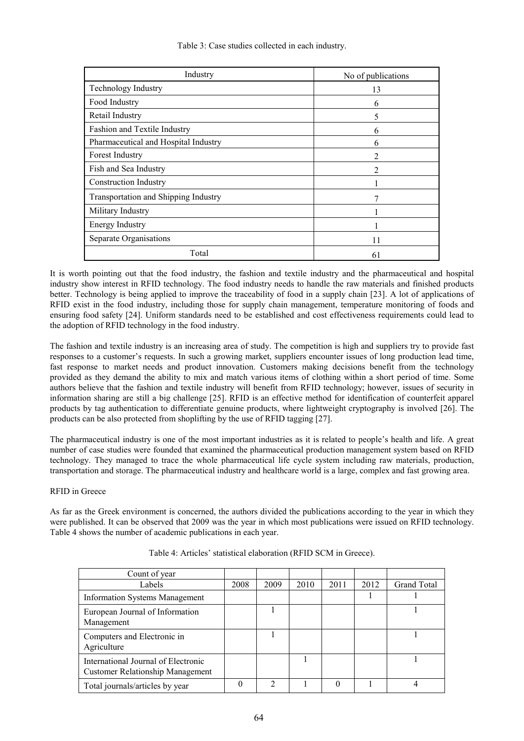Table 3: Case studies collected in each industry.

| Industry | No of publications |
|---|---|
| Technology Industry | 13 |
| Food Industry | 6 |
| Retail Industry | 5 |
| Fashion and Textile Industry | 6 |
| Pharmaceutical and Hospital Industry | 6 |
| Forest Industry | 2 |
| Fish and Sea Industry | 2 |
| Construction Industry | 1 |
| Transportation and Shipping Industry | 7 |
| Military Industry | 1 |
| Energy Industry | 1 |
| Separate Organisations | 11 |
| Total | 61 |

It is worth pointing out that the food industry, the fashion and textile industry and the pharmaceutical and hospital industry show interest in RFID technology. The food industry needs to handle the raw materials and finished products better. Technology is being applied to improve the traceability of food in a supply chain [23]. A lot of applications of RFID exist in the food industry, including those for supply chain management, temperature monitoring of foods and ensuring food safety [24]. Uniform standards need to be established and cost effectiveness requirements could lead to the adoption of RFID technology in the food industry.

The fashion and textile industry is an increasing area of study. The competition is high and suppliers try to provide fast responses to a customer's requests. In such a growing market, suppliers encounter issues of long production lead time, fast response to market needs and product innovation. Customers making decisions benefit from the technology provided as they demand the ability to mix and match various items of clothing within a short period of time. Some authors believe that the fashion and textile industry will benefit from RFID technology; however, issues of security in information sharing are still a big challenge [25]. RFID is an effective method for identification of counterfeit apparel products by tag authentication to differentiate genuine products, where lightweight cryptography is involved [26]. The products can be also protected from shoplifting by the use of RFID tagging [27].

The pharmaceutical industry is one of the most important industries as it is related to people's health and life. A great number of case studies were founded that examined the pharmaceutical production management system based on RFID technology. They managed to trace the whole pharmaceutical life cycle system including raw materials, production, transportation and storage. The pharmaceutical industry and healthcare world is a large, complex and fast growing area.

RFID in Greece

As far as the Greek environment is concerned, the authors divided the publications according to the year in which they were published. It can be observed that 2009 was the year in which most publications were issued on RFID technology. Table 4 shows the number of academic publications in each year.

Table 4: Articles' statistical elaboration (RFID SCM in Greece).

| Count of year | | | | | | |
|---|---|---|---|---|---|---|
| Labels | 2008 | 2009 | 2010 | 2011 | 2012 | Grand Total |
| Information Systems Management | | | | | 1 | 1 |
| European Journal of Information Management | | 1 | | | | 1 |
| Computers and Electronic in Agriculture | | 1 | | | | 1 |
| International Journal of Electronic Customer Relationship Management | | | 1 | | | 1 |
| Total journals/articles by year | 0 | 2 | 1 | 0 | 1 | 4 |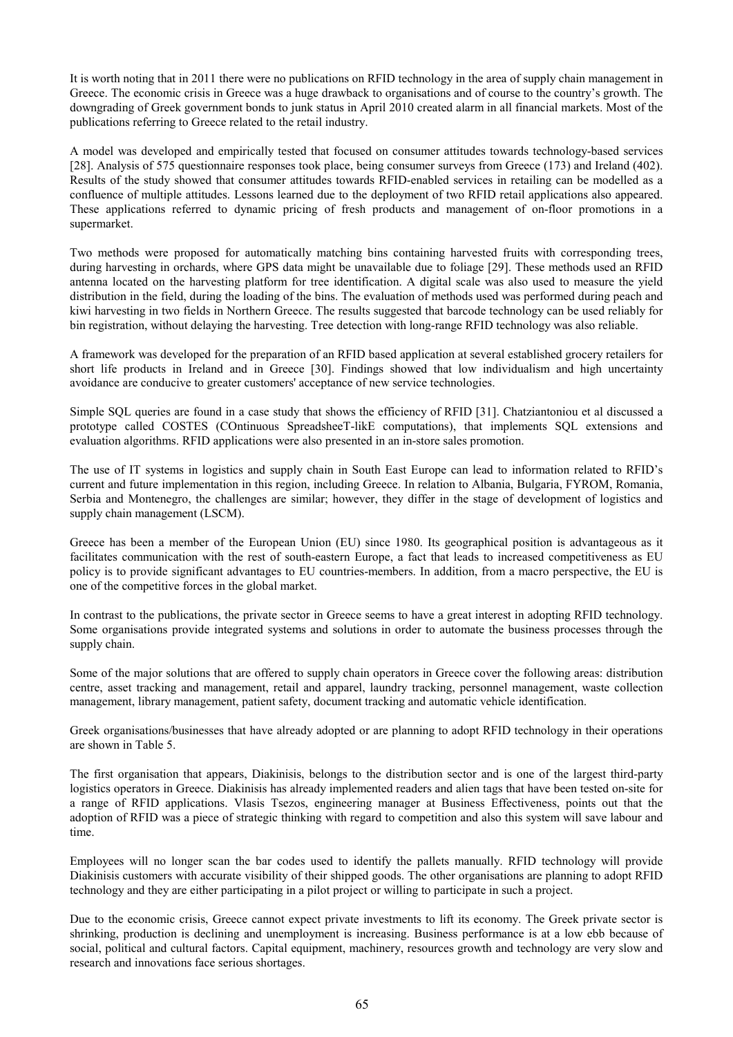It is worth noting that in 2011 there were no publications on RFID technology in the area of supply chain management in Greece. The economic crisis in Greece was a huge drawback to organisations and of course to the country's growth. The downgrading of Greek government bonds to junk status in April 2010 created alarm in all financial markets. Most of the publications referring to Greece related to the retail industry.

A model was developed and empirically tested that focused on consumer attitudes towards technology-based services [28]. Analysis of 575 questionnaire responses took place, being consumer surveys from Greece (173) and Ireland (402). Results of the study showed that consumer attitudes towards RFID-enabled services in retailing can be modelled as a confluence of multiple attitudes. Lessons learned due to the deployment of two RFID retail applications also appeared. These applications referred to dynamic pricing of fresh products and management of on-floor promotions in a supermarket.

Two methods were proposed for automatically matching bins containing harvested fruits with corresponding trees, during harvesting in orchards, where GPS data might be unavailable due to foliage [29]. These methods used an RFID antenna located on the harvesting platform for tree identification. A digital scale was also used to measure the yield distribution in the field, during the loading of the bins. The evaluation of methods used was performed during peach and kiwi harvesting in two fields in Northern Greece. The results suggested that barcode technology can be used reliably for bin registration, without delaying the harvesting. Tree detection with long-range RFID technology was also reliable.

A framework was developed for the preparation of an RFID based application at several established grocery retailers for short life products in Ireland and in Greece [30]. Findings showed that low individualism and high uncertainty avoidance are conducive to greater customers' acceptance of new service technologies.

Simple SQL queries are found in a case study that shows the efficiency of RFID [31]. Chatziantoniou et al discussed a prototype called COSTES (COntinuous SpreadsheeT-likE computations), that implements SQL extensions and evaluation algorithms. RFID applications were also presented in an in-store sales promotion.

The use of IT systems in logistics and supply chain in South East Europe can lead to information related to RFID's current and future implementation in this region, including Greece. In relation to Albania, Bulgaria, FYROM, Romania, Serbia and Montenegro, the challenges are similar; however, they differ in the stage of development of logistics and supply chain management (LSCM).

Greece has been a member of the European Union (EU) since 1980. Its geographical position is advantageous as it facilitates communication with the rest of south-eastern Europe, a fact that leads to increased competitiveness as EU policy is to provide significant advantages to EU countries-members. In addition, from a macro perspective, the EU is one of the competitive forces in the global market.

In contrast to the publications, the private sector in Greece seems to have a great interest in adopting RFID technology. Some organisations provide integrated systems and solutions in order to automate the business processes through the supply chain.

Some of the major solutions that are offered to supply chain operators in Greece cover the following areas: distribution centre, asset tracking and management, retail and apparel, laundry tracking, personnel management, waste collection management, library management, patient safety, document tracking and automatic vehicle identification.

Greek organisations/businesses that have already adopted or are planning to adopt RFID technology in their operations are shown in Table 5.

The first organisation that appears, Diakinisis, belongs to the distribution sector and is one of the largest third-party logistics operators in Greece. Diakinisis has already implemented readers and alien tags that have been tested on-site for a range of RFID applications. Vlasis Tsezos, engineering manager at Business Effectiveness, points out that the adoption of RFID was a piece of strategic thinking with regard to competition and also this system will save labour and time.

Employees will no longer scan the bar codes used to identify the pallets manually. RFID technology will provide Diakinisis customers with accurate visibility of their shipped goods. The other organisations are planning to adopt RFID technology and they are either participating in a pilot project or willing to participate in such a project.

Due to the economic crisis, Greece cannot expect private investments to lift its economy. The Greek private sector is shrinking, production is declining and unemployment is increasing. Business performance is at a low ebb because of social, political and cultural factors. Capital equipment, machinery, resources growth and technology are very slow and research and innovations face serious shortages.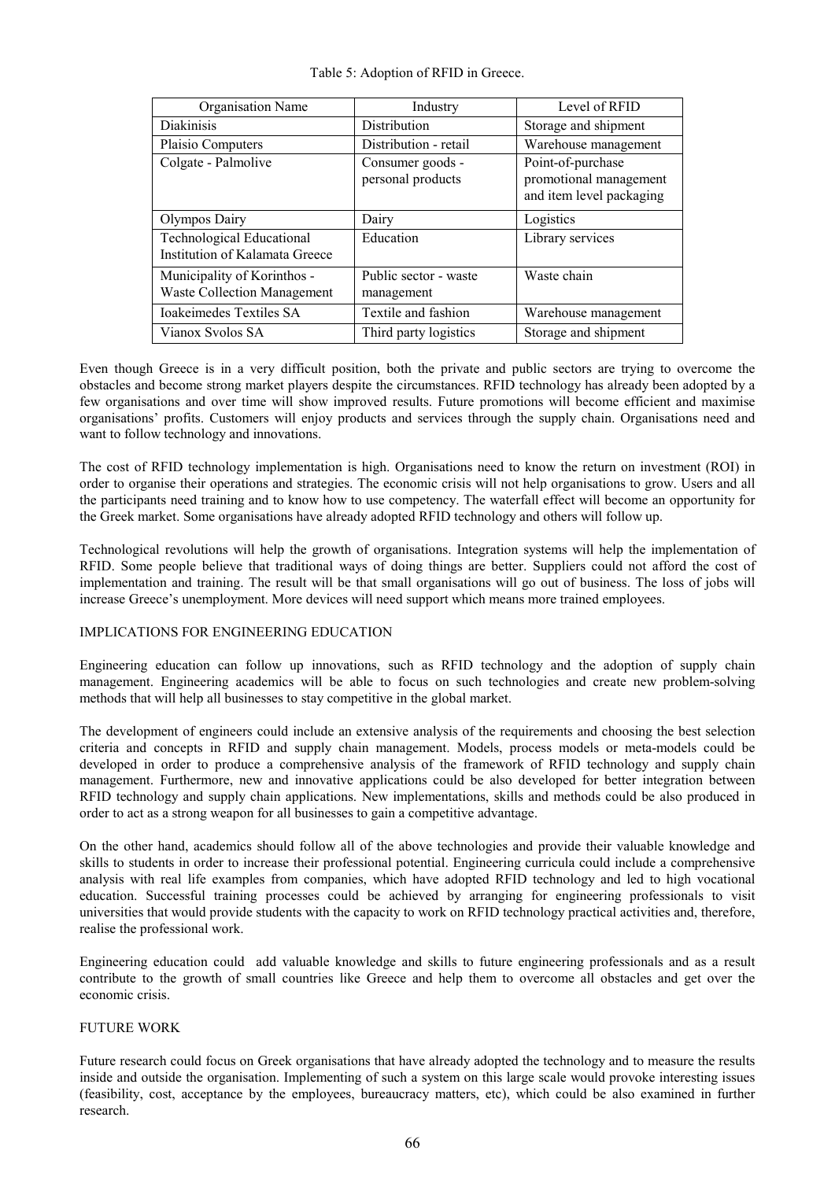Table 5: Adoption of RFID in Greece.

| Organisation Name | Industry | Level of RFID |
| --- | --- | --- |
| Diakinisis | Distribution | Storage and shipment |
| Plaisio Computers | Distribution - retail | Warehouse management |
| Colgate - Palmolive | Consumer goods - personal products | Point-of-purchase promotional management and item level packaging |
| Olympos Dairy | Dairy | Logistics |
| Technological Educational Institution of Kalamata Greece | Education | Library services |
| Municipality of Korinthos - Waste Collection Management | Public sector - waste management | Waste chain |
| Ioakeimedes Textiles SA | Textile and fashion | Warehouse management |
| Vianox Svolos SA | Third party logistics | Storage and shipment |

Even though Greece is in a very difficult position, both the private and public sectors are trying to overcome the obstacles and become strong market players despite the circumstances. RFID technology has already been adopted by a few organisations and over time will show improved results. Future promotions will become efficient and maximise organisations' profits. Customers will enjoy products and services through the supply chain. Organisations need and want to follow technology and innovations.

The cost of RFID technology implementation is high. Organisations need to know the return on investment (ROI) in order to organise their operations and strategies. The economic crisis will not help organisations to grow. Users and all the participants need training and to know how to use competency. The waterfall effect will become an opportunity for the Greek market. Some organisations have already adopted RFID technology and others will follow up.

Technological revolutions will help the growth of organisations. Integration systems will help the implementation of RFID. Some people believe that traditional ways of doing things are better. Suppliers could not afford the cost of implementation and training. The result will be that small organisations will go out of business. The loss of jobs will increase Greece's unemployment. More devices will need support which means more trained employees.

## IMPLICATIONS FOR ENGINEERING EDUCATION

Engineering education can follow up innovations, such as RFID technology and the adoption of supply chain management. Engineering academics will be able to focus on such technologies and create new problem-solving methods that will help all businesses to stay competitive in the global market.

The development of engineers could include an extensive analysis of the requirements and choosing the best selection criteria and concepts in RFID and supply chain management. Models, process models or meta-models could be developed in order to produce a comprehensive analysis of the framework of RFID technology and supply chain management. Furthermore, new and innovative applications could be also developed for better integration between RFID technology and supply chain applications. New implementations, skills and methods could be also produced in order to act as a strong weapon for all businesses to gain a competitive advantage.

On the other hand, academics should follow all of the above technologies and provide their valuable knowledge and skills to students in order to increase their professional potential. Engineering curricula could include a comprehensive analysis with real life examples from companies, which have adopted RFID technology and led to high vocational education. Successful training processes could be achieved by arranging for engineering professionals to visit universities that would provide students with the capacity to work on RFID technology practical activities and, therefore, realise the professional work.

Engineering education could add valuable knowledge and skills to future engineering professionals and as a result contribute to the growth of small countries like Greece and help them to overcome all obstacles and get over the economic crisis.

## FUTURE WORK

Future research could focus on Greek organisations that have already adopted the technology and to measure the results inside and outside the organisation. Implementing of such a system on this large scale would provoke interesting issues (feasibility, cost, acceptance by the employees, bureaucracy matters, etc), which could be also examined in further research.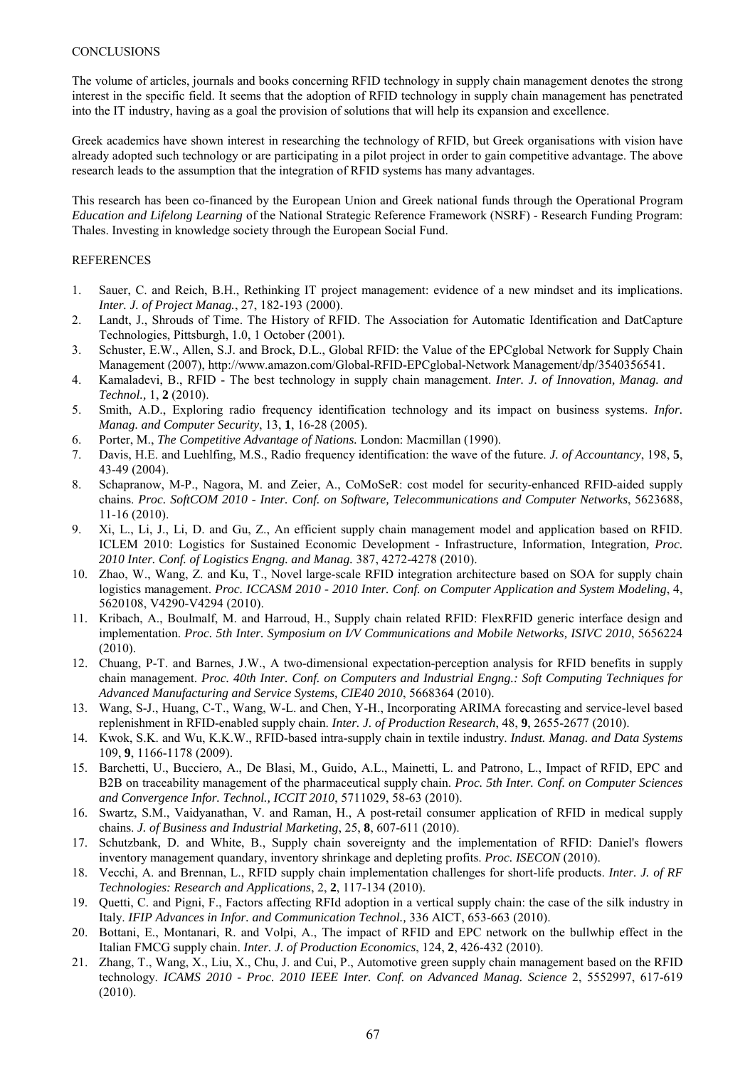## CONCLUSIONS

The volume of articles, journals and books concerning RFID technology in supply chain management denotes the strong interest in the specific field. It seems that the adoption of RFID technology in supply chain management has penetrated into the IT industry, having as a goal the provision of solutions that will help its expansion and excellence.

Greek academics have shown interest in researching the technology of RFID, but Greek organisations with vision have already adopted such technology or are participating in a pilot project in order to gain competitive advantage. The above research leads to the assumption that the integration of RFID systems has many advantages.

This research has been co-financed by the European Union and Greek national funds through the Operational Program *Education and Lifelong Learning* of the National Strategic Reference Framework (NSRF) - Research Funding Program: Thales. Investing in knowledge society through the European Social Fund.

## REFERENCES

1. Sauer, C. and Reich, B.H., Rethinking IT project management: evidence of a new mindset and its implications. *Inter. J. of Project Manag.*, 27, 182-193 (2000).
2. Landt, J., Shrouds of Time. The History of RFID. The Association for Automatic Identification and DatCapture Technologies, Pittsburgh, 1.0, 1 October (2001).
3. Schuster, E.W., Allen, S.J. and Brock, D.L., Global RFID: the Value of the EPCglobal Network for Supply Chain Management (2007), http://www.amazon.com/Global-RFID-EPCglobal-Network Management/dp/3540356541.
4. Kamaladevi, B., RFID - The best technology in supply chain management. *Inter. J. of Innovation, Manag. and Technol.*, 1, **2** (2010).
5. Smith, A.D., Exploring radio frequency identification technology and its impact on business systems. *Infor. Manag. and Computer Security*, 13, **1**, 16-28 (2005).
6. Porter, M., *The Competitive Advantage of Nations.* London: Macmillan (1990).
7. Davis, H.E. and Luehlfing, M.S., Radio frequency identification: the wave of the future. *J. of Accountancy*, 198, **5**, 43-49 (2004).
8. Schapranow, M-P., Nagora, M. and Zeier, A., CoMoSeR: cost model for security-enhanced RFID-aided supply chains. *Proc. SoftCOM 2010 - Inter. Conf. on Software, Telecommunications and Computer Networks*, 5623688, 11-16 (2010).
9. Xi, L., Li, J., Li, D. and Gu, Z., An efficient supply chain management model and application based on RFID. ICLEM 2010: Logistics for Sustained Economic Development - Infrastructure, Information, Integration, *Proc. 2010 Inter. Conf. of Logistics Engng. and Manag.* 387, 4272-4278 (2010).
10. Zhao, W., Wang, Z. and Ku, T., Novel large-scale RFID integration architecture based on SOA for supply chain logistics management. *Proc. ICCASM 2010 - 2010 Inter. Conf. on Computer Application and System Modeling*, 4, 5620108, V4290-V4294 (2010).
11. Kribach, A., Boulmalf, M. and Harroud, H., Supply chain related RFID: FlexRFID generic interface design and implementation. *Proc. 5th Inter. Symposium on I/V Communications and Mobile Networks, ISIVC 2010*, 5656224 (2010).
12. Chuang, P-T. and Barnes, J.W., A two-dimensional expectation-perception analysis for RFID benefits in supply chain management. *Proc. 40th Inter. Conf. on Computers and Industrial Engng.: Soft Computing Techniques for Advanced Manufacturing and Service Systems, CIE40 2010*, 5668364 (2010).
13. Wang, S-J., Huang, C-T., Wang, W-L. and Chen, Y-H., Incorporating ARIMA forecasting and service-level based replenishment in RFID-enabled supply chain. *Inter. J. of Production Research*, 48, **9**, 2655-2677 (2010).
14. Kwok, S.K. and Wu, K.K.W., RFID-based intra-supply chain in textile industry. *Indust. Manag. and Data Systems* 109, **9**, 1166-1178 (2009).
15. Barchetti, U., Bucciero, A., De Blasi, M., Guido, A.L., Mainetti, L. and Patrono, L., Impact of RFID, EPC and B2B on traceability management of the pharmaceutical supply chain. *Proc. 5th Inter. Conf. on Computer Sciences and Convergence Infor. Technol., ICCIT 2010*, 5711029, 58-63 (2010).
16. Swartz, S.M., Vaidyanathan, V. and Raman, H., A post-retail consumer application of RFID in medical supply chains. *J. of Business and Industrial Marketing*, 25, **8**, 607-611 (2010).
17. Schutzbank, D. and White, B., Supply chain sovereignty and the implementation of RFID: Daniel's flowers inventory management quandary, inventory shrinkage and depleting profits. *Proc. ISECON* (2010).
18. Vecchi, A. and Brennan, L., RFID supply chain implementation challenges for short-life products. *Inter. J. of RF Technologies: Research and Applications*, 2, **2**, 117-134 (2010).
19. Quetti, C. and Pigni, F., Factors affecting RFId adoption in a vertical supply chain: the case of the silk industry in Italy. *IFIP Advances in Infor. and Communication Technol.,* 336 AICT, 653-663 (2010).
20. Bottani, E., Montanari, R. and Volpi, A., The impact of RFID and EPC network on the bullwhip effect in the Italian FMCG supply chain. *Inter. J. of Production Economics*, 124, **2**, 426-432 (2010).
21. Zhang, T., Wang, X., Liu, X., Chu, J. and Cui, P., Automotive green supply chain management based on the RFID technology. *ICAMS 2010 - Proc. 2010 IEEE Inter. Conf. on Advanced Manag. Science* 2, 5552997, 617-619 (2010).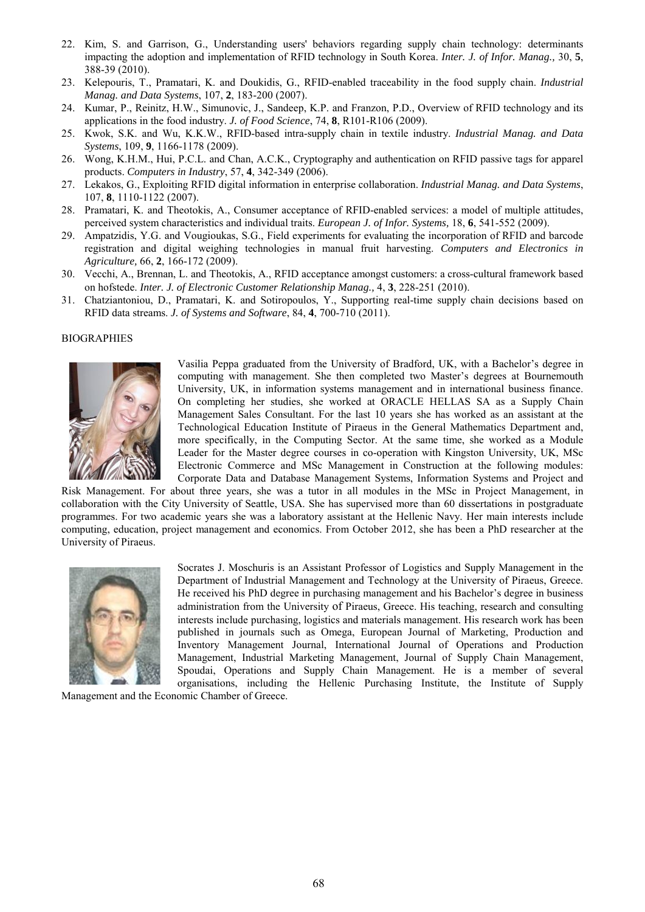22. Kim, S. and Garrison, G., Understanding users' behaviors regarding supply chain technology: determinants impacting the adoption and implementation of RFID technology in South Korea. *Inter. J. of Infor. Manag.,* 30, **5**, 388-39 (2010).
23. Kelepouris, T., Pramatari, K. and Doukidis, G., RFID-enabled traceability in the food supply chain. *Industrial Manag. and Data Systems*, 107, **2**, 183-200 (2007).
24. Kumar, P., Reinitz, H.W., Simunovic, J., Sandeep, K.P. and Franzon, P.D., Overview of RFID technology and its applications in the food industry. *J. of Food Science*, 74, **8**, R101-R106 (2009).
25. Kwok, S.K. and Wu, K.K.W., RFID-based intra-supply chain in textile industry. *Industrial Manag. and Data Systems*, 109, **9**, 1166-1178 (2009).
26. Wong, K.H.M., Hui, P.C.L. and Chan, A.C.K., Cryptography and authentication on RFID passive tags for apparel products. *Computers in Industry*, 57, **4**, 342-349 (2006).
27. Lekakos, G., Exploiting RFID digital information in enterprise collaboration. *Industrial Manag. and Data Systems*, 107, **8**, 1110-1122 (2007).
28. Pramatari, K. and Theotokis, A., Consumer acceptance of RFID-enabled services: a model of multiple attitudes, perceived system characteristics and individual traits. *European J. of Infor. Systems,* 18, **6**, 541-552 (2009).
29. Ampatzidis, Y.G. and Vougioukas, S.G., Field experiments for evaluating the incorporation of RFID and barcode registration and digital weighing technologies in manual fruit harvesting. *Computers and Electronics in Agriculture,* 66, **2**, 166-172 (2009).
30. Vecchi, A., Brennan, L. and Theotokis, A., RFID acceptance amongst customers: a cross-cultural framework based on hofstede. *Inter. J. of Electronic Customer Relationship Manag.,* 4, **3**, 228-251 (2010).
31. Chatziantoniou, D., Pramatari, K. and Sotiropoulos, Y., Supporting real-time supply chain decisions based on RFID data streams. *J. of Systems and Software*, 84, **4**, 700-710 (2011).

BIOGRAPHIES

Vasilia Peppa graduated from the University of Bradford, UK, with a Bachelor's degree in computing with management. She then completed two Master's degrees at Bournemouth University, UK, in information systems management and in international business finance. On completing her studies, she worked at ORACLE HELLAS SA as a Supply Chain Management Sales Consultant. For the last 10 years she has worked as an assistant at the Technological Education Institute of Piraeus in the General Mathematics Department and, more specifically, in the Computing Sector. At the same time, she worked as a Module Leader for the Master degree courses in co-operation with Kingston University, UK, MSc Electronic Commerce and MSc Management in Construction at the following modules: Corporate Data and Database Management Systems, Information Systems and Project and Risk Management. For about three years, she was a tutor in all modules in the MSc in Project Management, in collaboration with the City University of Seattle, USA. She has supervised more than 60 dissertations in postgraduate programmes. For two academic years she was a laboratory assistant at the Hellenic Navy. Her main interests include computing, education, project management and economics. From October 2012, she has been a PhD researcher at the University of Piraeus.

Socrates J. Moschuris is an Assistant Professor of Logistics and Supply Management in the Department of Industrial Management and Technology at the University of Piraeus, Greece. He received his PhD degree in purchasing management and his Bachelor's degree in business administration from the University of Piraeus, Greece. His teaching, research and consulting interests include purchasing, logistics and materials management. His research work has been published in journals such as Omega, European Journal of Marketing, Production and Inventory Management Journal, International Journal of Operations and Production Management, Industrial Marketing Management, Journal of Supply Chain Management, Spoudai, Operations and Supply Chain Management. He is a member of several organisations, including the Hellenic Purchasing Institute, the Institute of Supply Management and the Economic Chamber of Greece.